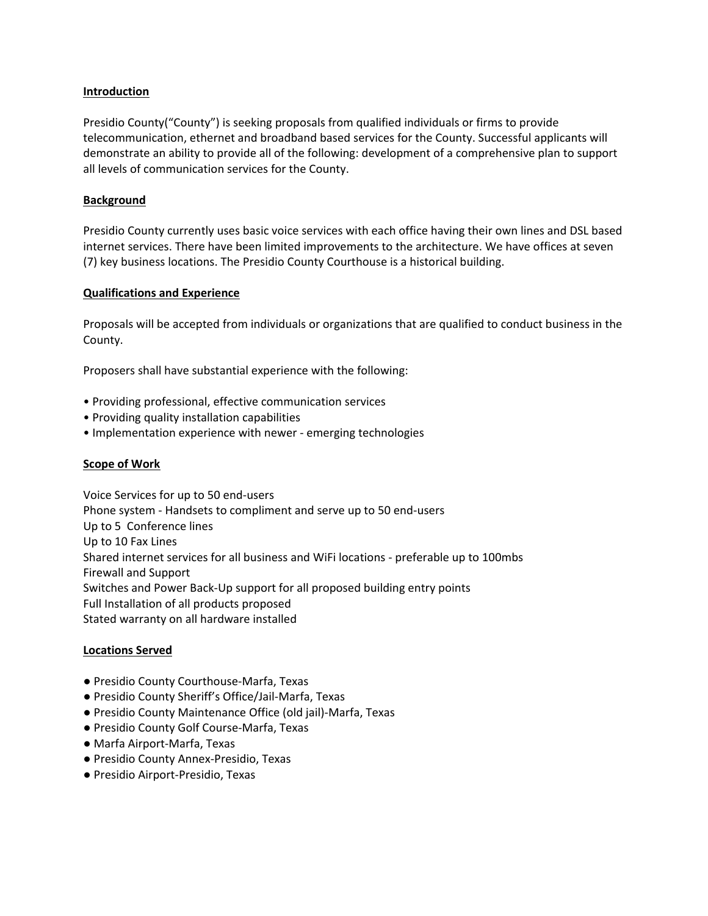## Introduction

Presidio County("County") is seeking proposals from qualified individuals or firms to provide telecommunication, ethernet and broadband based services for the County. Successful applicants will demonstrate an ability to provide all of the following: development of a comprehensive plan to support all levels of communication services for the County.

## Background

Presidio County currently uses basic voice services with each office having their own lines and DSL based internet services. There have been limited improvements to the architecture. We have offices at seven (7) key business locations. The Presidio County Courthouse is a historical building.

## Qualifications and Experience

Proposals will be accepted from individuals or organizations that are qualified to conduct business in the County.

Proposers shall have substantial experience with the following:

- Providing professional, effective communication services
- Providing quality installation capabilities
- Implementation experience with newer - emerging technologies

## Scope of Work

Voice Services for up to 50 end-users
Phone system - Handsets to compliment and serve up to 50 end-users
Up to 5 Conference lines
Up to 10 Fax Lines
Shared internet services for all business and WiFi locations - preferable up to 100mbs
Firewall and Support
Switches and Power Back-Up support for all proposed building entry points
Full Installation of all products proposed
Stated warranty on all hardware installed

## Locations Served

- Presidio County Courthouse-Marfa, Texas
- Presidio County Sheriff's Office/Jail-Marfa, Texas
- Presidio County Maintenance Office (old jail)-Marfa, Texas
- Presidio County Golf Course-Marfa, Texas
- Marfa Airport-Marfa, Texas
- Presidio County Annex-Presidio, Texas
- Presidio Airport-Presidio, Texas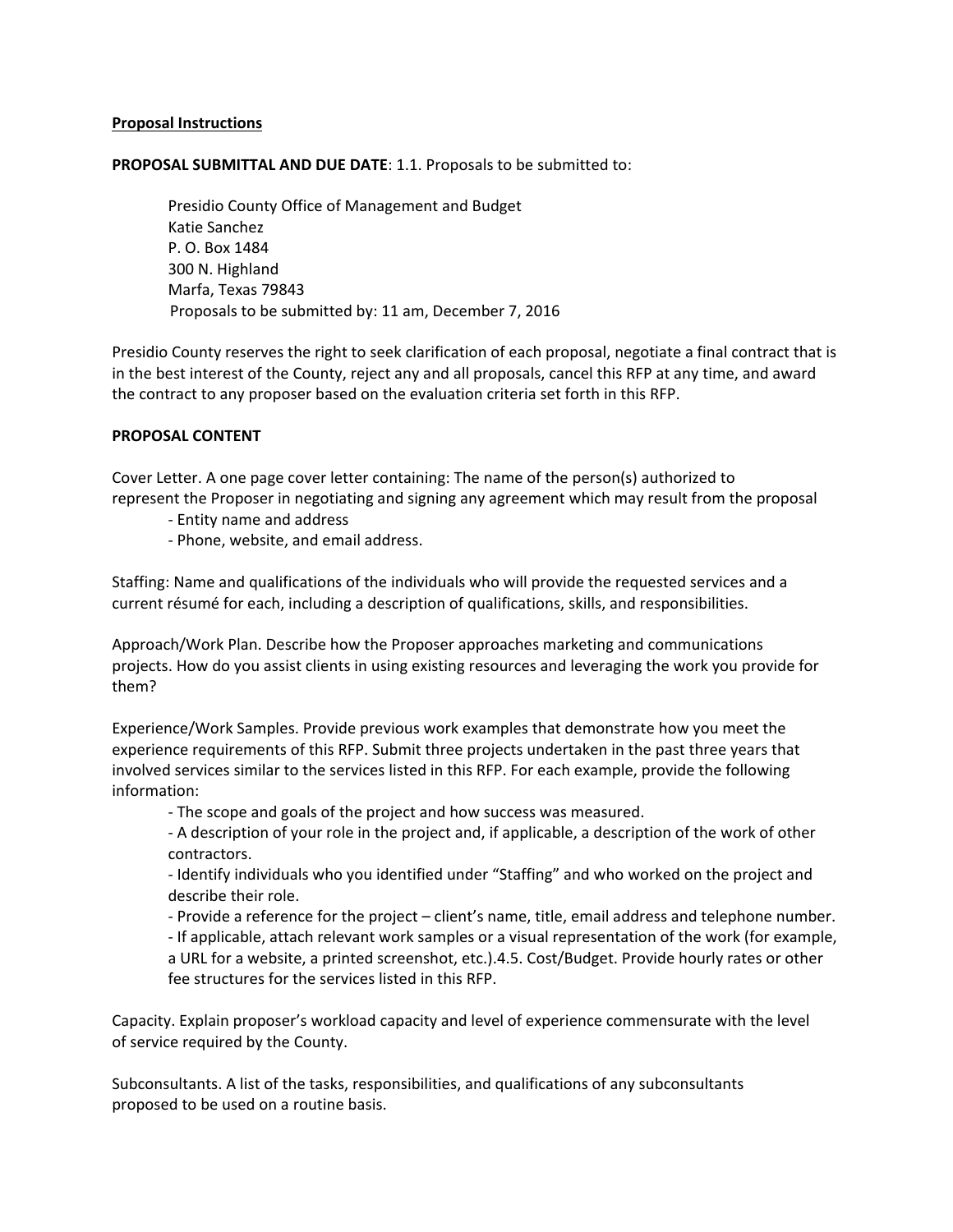**Proposal Instructions**

**PROPOSAL SUBMITTAL AND DUE DATE**: 1.1. Proposals to be submitted to:

Presidio County Office of Management and Budget
Katie Sanchez
P. O. Box 1484
300 N. Highland
Marfa, Texas 79843
Proposals to be submitted by: 11 am, December 7, 2016

Presidio County reserves the right to seek clarification of each proposal, negotiate a final contract that is in the best interest of the County, reject any and all proposals, cancel this RFP at any time, and award the contract to any proposer based on the evaluation criteria set forth in this RFP.

**PROPOSAL CONTENT**

Cover Letter. A one page cover letter containing: The name of the person(s) authorized to represent the Proposer in negotiating and signing any agreement which may result from the proposal

- Entity name and address
- Phone, website, and email address.

Staffing: Name and qualifications of the individuals who will provide the requested services and a current résumé for each, including a description of qualifications, skills, and responsibilities.

Approach/Work Plan. Describe how the Proposer approaches marketing and communications projects. How do you assist clients in using existing resources and leveraging the work you provide for them?

Experience/Work Samples. Provide previous work examples that demonstrate how you meet the experience requirements of this RFP. Submit three projects undertaken in the past three years that involved services similar to the services listed in this RFP. For each example, provide the following information:

- The scope and goals of the project and how success was measured.
- A description of your role in the project and, if applicable, a description of the work of other contractors.
- Identify individuals who you identified under "Staffing" and who worked on the project and describe their role.
- Provide a reference for the project – client's name, title, email address and telephone number.
- If applicable, attach relevant work samples or a visual representation of the work (for example, a URL for a website, a printed screenshot, etc.).4.5. Cost/Budget. Provide hourly rates or other fee structures for the services listed in this RFP.

Capacity. Explain proposer's workload capacity and level of experience commensurate with the level of service required by the County.

Subconsultants. A list of the tasks, responsibilities, and qualifications of any subconsultants proposed to be used on a routine basis.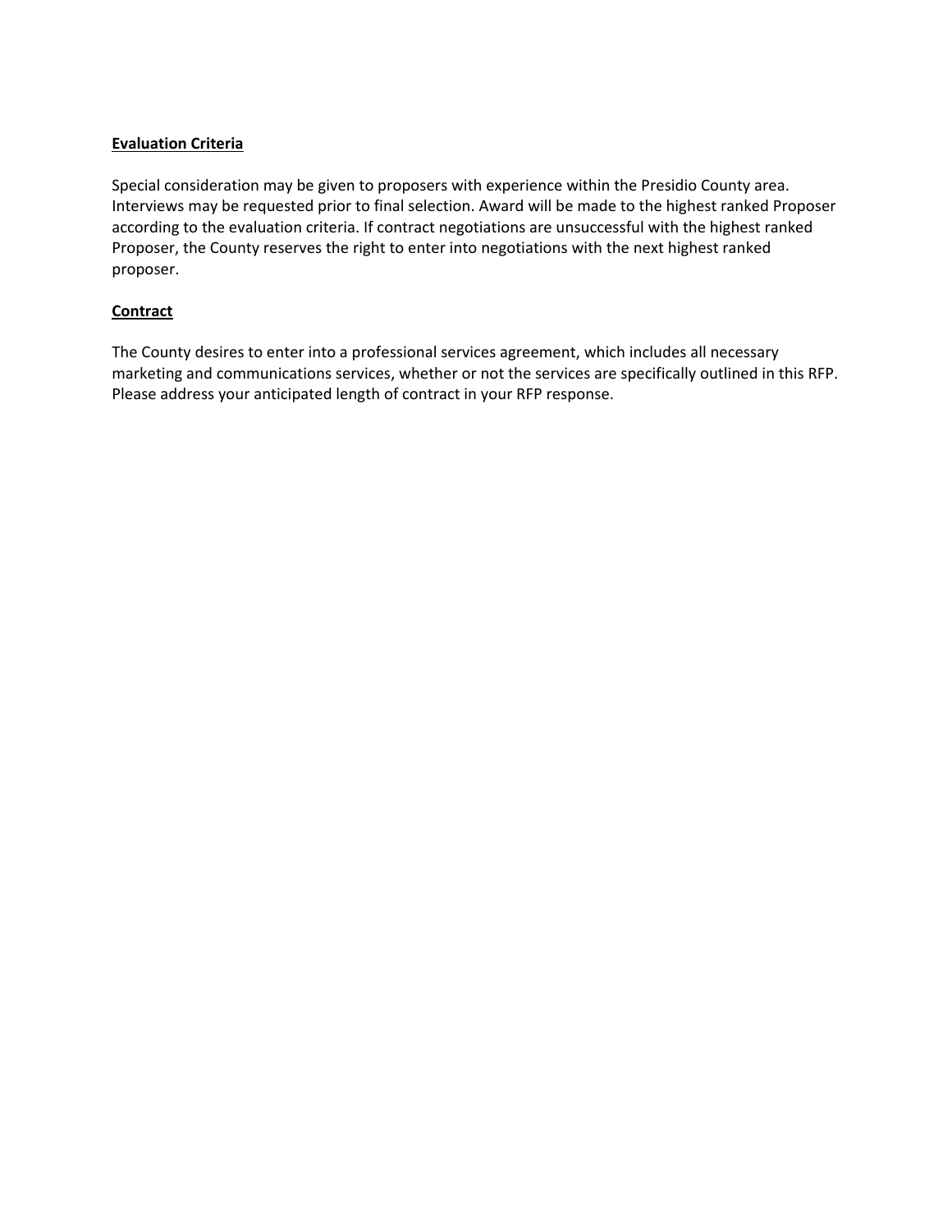**Evaluation Criteria**

Special consideration may be given to proposers with experience within the Presidio County area. Interviews may be requested prior to final selection. Award will be made to the highest ranked Proposer according to the evaluation criteria. If contract negotiations are unsuccessful with the highest ranked Proposer, the County reserves the right to enter into negotiations with the next highest ranked proposer.

**Contract**

The County desires to enter into a professional services agreement, which includes all necessary marketing and communications services, whether or not the services are specifically outlined in this RFP. Please address your anticipated length of contract in your RFP response.